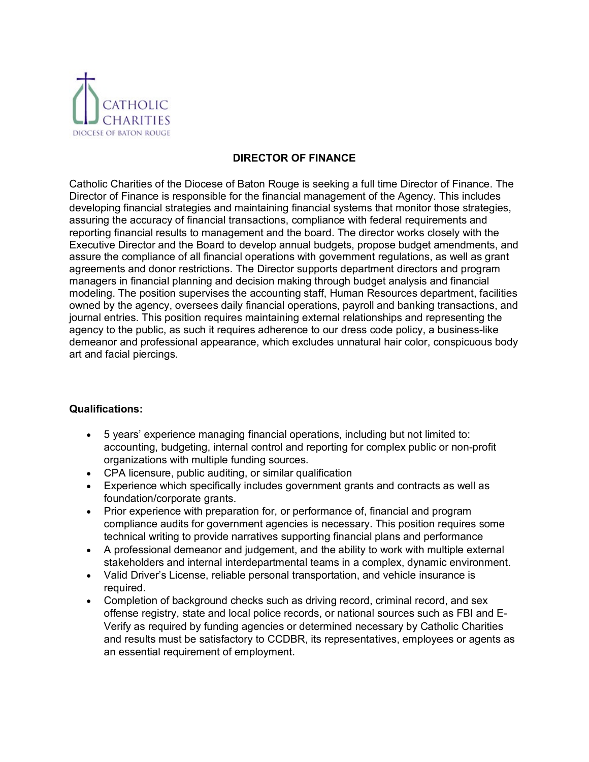CATHOLIC CHARITIES
DIOCESE OF BATON ROUGE

# DIRECTOR OF FINANCE

Catholic Charities of the Diocese of Baton Rouge is seeking a full time Director of Finance. The Director of Finance is responsible for the financial management of the Agency. This includes developing financial strategies and maintaining financial systems that monitor those strategies, assuring the accuracy of financial transactions, compliance with federal requirements and reporting financial results to management and the board. The director works closely with the Executive Director and the Board to develop annual budgets, propose budget amendments, and assure the compliance of all financial operations with government regulations, as well as grant agreements and donor restrictions. The Director supports department directors and program managers in financial planning and decision making through budget analysis and financial modeling. The position supervises the accounting staff, Human Resources department, facilities owned by the agency, oversees daily financial operations, payroll and banking transactions, and journal entries. This position requires maintaining external relationships and representing the agency to the public, as such it requires adherence to our dress code policy, a business-like demeanor and professional appearance, which excludes unnatural hair color, conspicuous body art and facial piercings.

**Qualifications:**

- 5 years' experience managing financial operations, including but not limited to: accounting, budgeting, internal control and reporting for complex public or non-profit organizations with multiple funding sources.
- CPA licensure, public auditing, or similar qualification
- Experience which specifically includes government grants and contracts as well as foundation/corporate grants.
- Prior experience with preparation for, or performance of, financial and program compliance audits for government agencies is necessary. This position requires some technical writing to provide narratives supporting financial plans and performance
- A professional demeanor and judgement, and the ability to work with multiple external stakeholders and internal interdepartmental teams in a complex, dynamic environment.
- Valid Driver's License, reliable personal transportation, and vehicle insurance is required.
- Completion of background checks such as driving record, criminal record, and sex offense registry, state and local police records, or national sources such as FBI and E-Verify as required by funding agencies or determined necessary by Catholic Charities and results must be satisfactory to CCDBR, its representatives, employees or agents as an essential requirement of employment.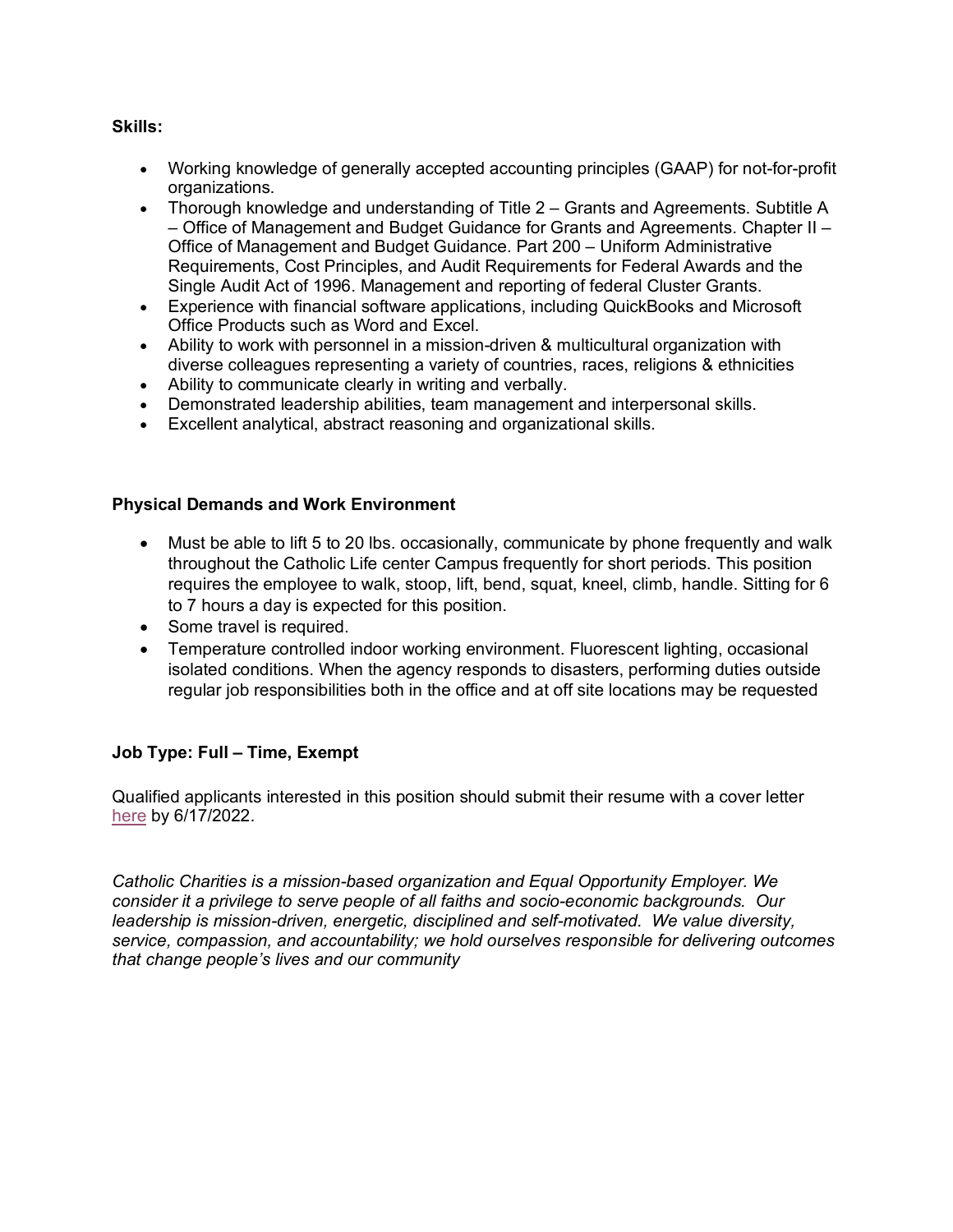**Skills:**

- Working knowledge of generally accepted accounting principles (GAAP) for not-for-profit organizations.
- Thorough knowledge and understanding of Title 2 – Grants and Agreements. Subtitle A – Office of Management and Budget Guidance for Grants and Agreements. Chapter II – Office of Management and Budget Guidance. Part 200 – Uniform Administrative Requirements, Cost Principles, and Audit Requirements for Federal Awards and the Single Audit Act of 1996. Management and reporting of federal Cluster Grants.
- Experience with financial software applications, including QuickBooks and Microsoft Office Products such as Word and Excel.
- Ability to work with personnel in a mission-driven & multicultural organization with diverse colleagues representing a variety of countries, races, religions & ethnicities
- Ability to communicate clearly in writing and verbally.
- Demonstrated leadership abilities, team management and interpersonal skills.
- Excellent analytical, abstract reasoning and organizational skills.

**Physical Demands and Work Environment**

- Must be able to lift 5 to 20 lbs. occasionally, communicate by phone frequently and walk throughout the Catholic Life center Campus frequently for short periods. This position requires the employee to walk, stoop, lift, bend, squat, kneel, climb, handle. Sitting for 6 to 7 hours a day is expected for this position.
- Some travel is required.
- Temperature controlled indoor working environment. Fluorescent lighting, occasional isolated conditions. When the agency responds to disasters, performing duties outside regular job responsibilities both in the office and at off site locations may be requested

**Job Type: Full – Time, Exempt**

Qualified applicants interested in this position should submit their resume with a cover letter here by 6/17/2022.

*Catholic Charities is a mission-based organization and Equal Opportunity Employer. We consider it a privilege to serve people of all faiths and socio-economic backgrounds. Our leadership is mission-driven, energetic, disciplined and self-motivated. We value diversity, service, compassion, and accountability; we hold ourselves responsible for delivering outcomes that change people's lives and our community*